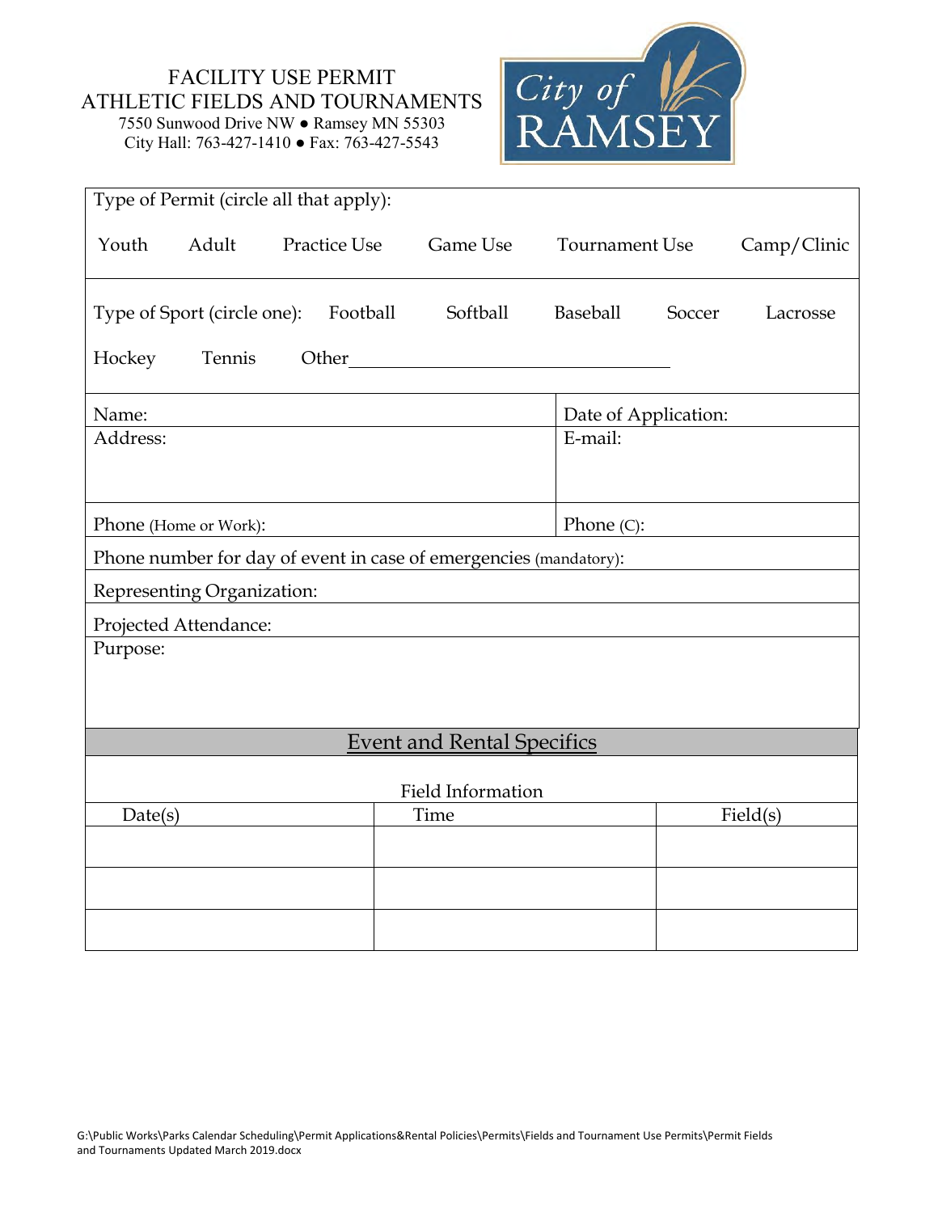# FACILITY USE PERMIT
## ATHLETIC FIELDS AND TOURNAMENTS

7550 Sunwood Drive NW ● Ramsey MN 55303
City Hall: 763-427-1410 ● Fax: 763-427-5543

City of RAMSEY

Type of Permit (circle all that apply):

Youth    Adult    Practice Use    Game Use    Tournament Use    Camp/Clinic

Type of Sport (circle one):    Football    Softball    Baseball    Soccer    Lacrosse

Hockey    Tennis    Other______________________________

| Name: | Date of Application: |
|---|---|
| Address: | E-mail: |
| Phone (Home or Work): | Phone (C): |

Phone number for day of event in case of emergencies (mandatory):

Representing Organization:

Projected Attendance:

Purpose:

## Event and Rental Specifics

Field Information

| Date(s) | Time | Field(s) |
|---|---|---|
| | | |
| | | |
| | | |

G:\Public Works\Parks Calendar Scheduling\Permit Applications&Rental Policies\Permits\Fields and Tournament Use Permits\Permit Fields and Tournaments Updated March 2019.docx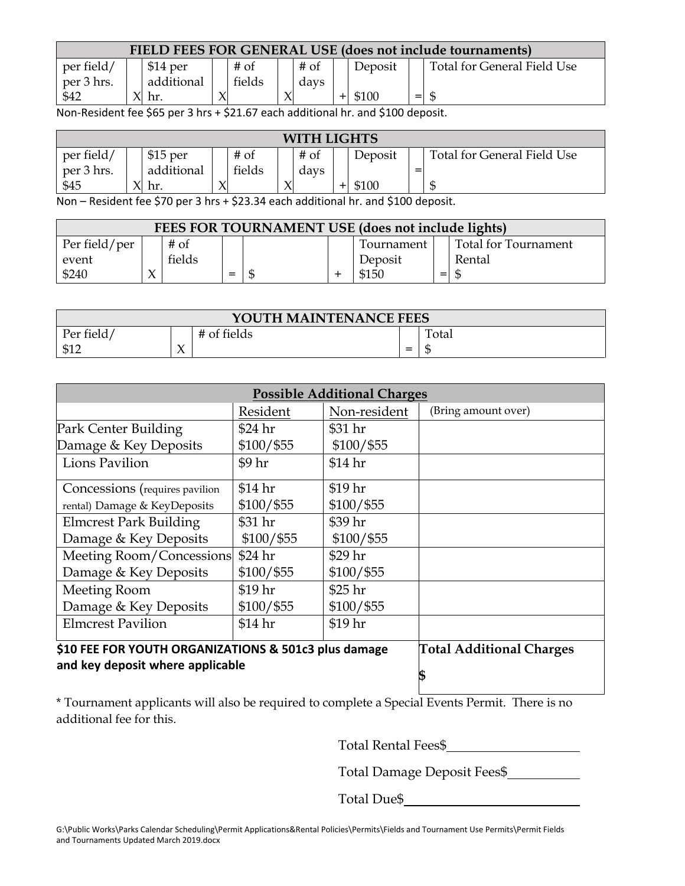| FIELD FEES FOR GENERAL USE (does not include tournaments) | | | | | | | | | | |
|---|---|---|---|---|---|---|---|---|---|---|
| per field/ per 3 hrs. $42 | X | $14 per additional hr. | X | # of fields | X | # of days | + | Deposit $100 | = | Total for General Field Use $ |

Non-Resident fee $65 per 3 hrs + $21.67 each additional hr. and $100 deposit.

| WITH LIGHTS | | | | | | | | | | |
|---|---|---|---|---|---|---|---|---|---|---|
| per field/ per 3 hrs. $45 | X | $15 per additional hr. | X | # of fields | X | # of days | + | Deposit $100 | = | Total for General Field Use $ |

Non – Resident fee $70 per 3 hrs + $23.34 each additional hr. and $100 deposit.

| FEES FOR TOURNAMENT USE (does not include lights) | | | | | | | | |
|---|---|---|---|---|---|---|---|---|
| Per field/per event $240 | X | # of fields | = | $ | + | Tournament Deposit $150 | = | Total for Tournament Rental $ |

| YOUTH MAINTENANCE FEES | | | | |
|---|---|---|---|---|
| Per field/ $12 | X | # of fields | = | Total $ |

| Possible Additional Charges | | | |
|---|---|---|---|
| | Resident | Non-resident | (Bring amount over) |
| Park Center Building Damage & Key Deposits | $24 hr $100/$55 | $31 hr $100/$55 | |
| Lions Pavilion | $9 hr | $14 hr | |
| Concessions (requires pavilion rental) Damage & KeyDeposits | $14 hr $100/$55 | $19 hr $100/$55 | |
| Elmcrest Park Building Damage & Key Deposits | $31 hr $100/$55 | $39 hr $100/$55 | |
| Meeting Room/Concessions Damage & Key Deposits | $24 hr $100/$55 | $29 hr $100/$55 | |
| Meeting Room Damage & Key Deposits | $19 hr $100/$55 | $25 hr $100/$55 | |
| Elmcrest Pavilion | $14 hr | $19 hr | |
| **$10 FEE FOR YOUTH ORGANIZATIONS & 501c3 plus damage and key deposit where applicable** | | | **Total Additional Charges** **$** |

\* Tournament applicants will also be required to complete a Special Events Permit. There is no additional fee for this.

Total Rental Fees$\_\_\_\_\_\_\_\_\_\_\_\_\_\_\_\_

Total Damage Deposit Fees$\_\_\_\_\_\_\_\_\_\_

Total Due$\_\_\_\_\_\_\_\_\_\_\_\_\_\_\_\_\_\_\_\_\_\_

G:\Public Works\Parks Calendar Scheduling\Permit Applications&Rental Policies\Permits\Fields and Tournament Use Permits\Permit Fields and Tournaments Updated March 2019.docx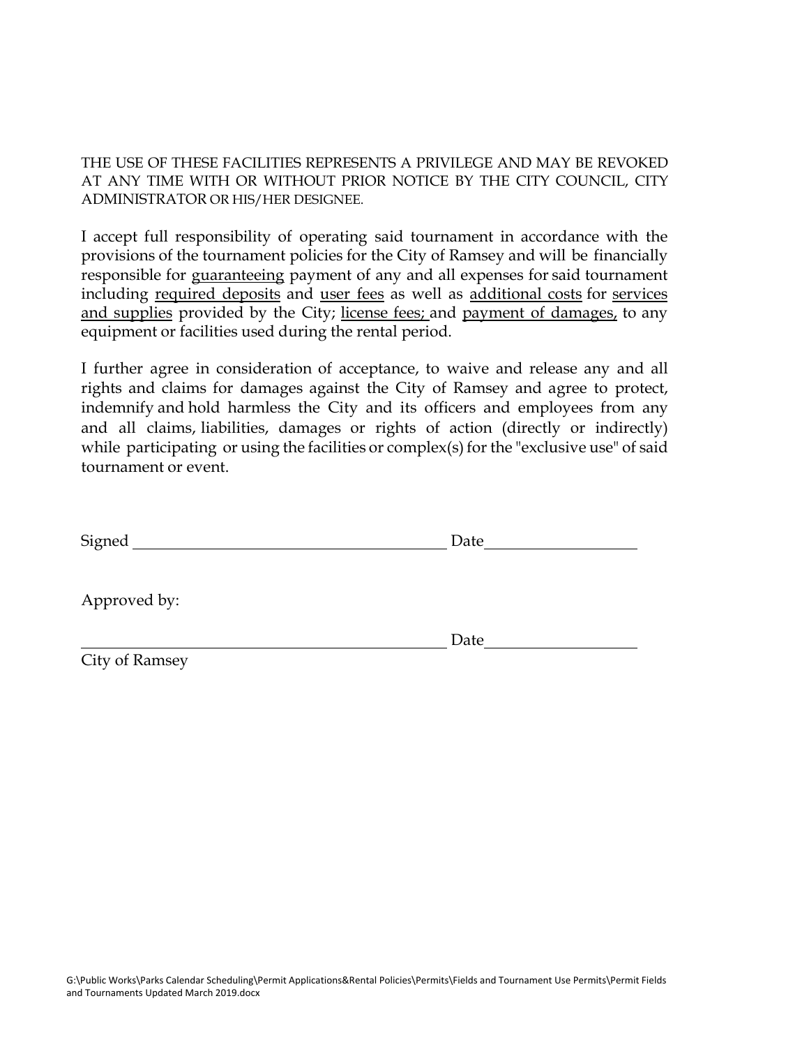THE USE OF THESE FACILITIES REPRESENTS A PRIVILEGE AND MAY BE REVOKED AT ANY TIME WITH OR WITHOUT PRIOR NOTICE BY THE CITY COUNCIL, CITY ADMINISTRATOR OR HIS/HER DESIGNEE.

I accept full responsibility of operating said tournament in accordance with the provisions of the tournament policies for the City of Ramsey and will be financially responsible for <u>guaranteeing</u> payment of any and all expenses for said tournament including <u>required deposits</u> and <u>user fees</u> as well as <u>additional costs</u> for <u>services and supplies</u> provided by the City; <u>license fees;</u> and <u>payment of damages,</u> to any equipment or facilities used during the rental period.

I further agree in consideration of acceptance, to waive and release any and all rights and claims for damages against the City of Ramsey and agree to protect, indemnify and hold harmless the City and its officers and employees from any and all claims, liabilities, damages or rights of action (directly or indirectly) while participating or using the facilities or complex(s) for the "exclusive use" of said tournament or event.

Signed ______________________________ Date ______________

Approved by:

______________________________ Date ______________
City of Ramsey

G:\Public Works\Parks Calendar Scheduling\Permit Applications&Rental Policies\Permits\Fields and Tournament Use Permits\Permit Fields and Tournaments Updated March 2019.docx